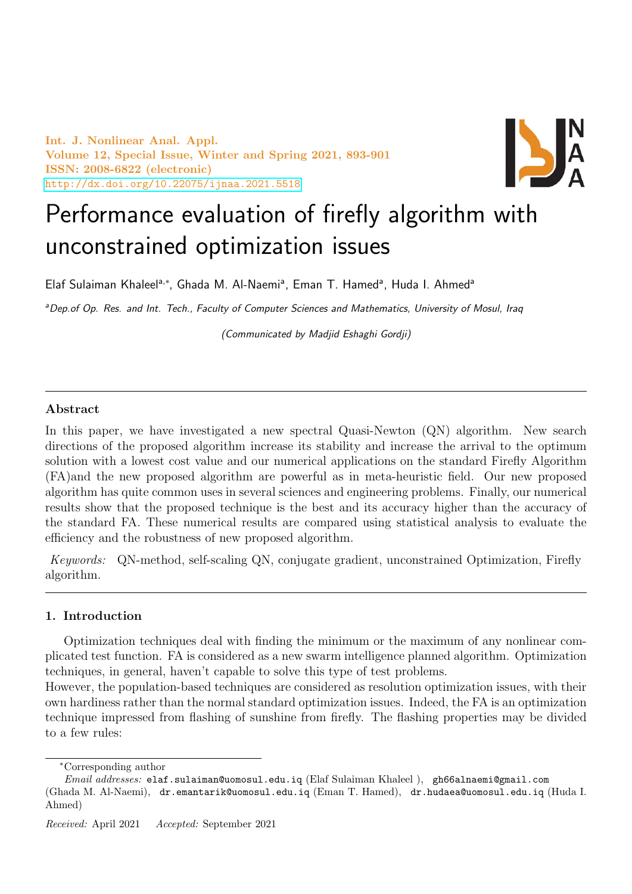# Performance evaluation of firefly algorithm with unconstrained optimization issues

Elaf Sulaiman Khaleel[a,*], Ghada M. Al-Naemi[a], Eman T. Hamed[a], Huda I. Ahmed[a]

[a]*Dep.of Op. Res. and Int. Tech., Faculty of Computer Sciences and Mathematics, University of Mosul, Iraq*

*(Communicated by Madjid Eshaghi Gordji)*

---

### Abstract

In this paper, we have investigated a new spectral Quasi-Newton (QN) algorithm. New search directions of the proposed algorithm increase its stability and increase the arrival to the optimum solution with a lowest cost value and our numerical applications on the standard Firefly Algorithm (FA)and the new proposed algorithm are powerful as in meta-heuristic field. Our new proposed algorithm has quite common uses in several sciences and engineering problems. Finally, our numerical results show that the proposed technique is the best and its accuracy higher than the accuracy of the standard FA. These numerical results are compared using statistical analysis to evaluate the efficiency and the robustness of new proposed algorithm.

*Keywords:* QN-method, self-scaling QN, conjugate gradient, unconstrained Optimization, Firefly algorithm.

---

## 1. Introduction

Optimization techniques deal with finding the minimum or the maximum of any nonlinear complicated test function. FA is considered as a new swarm intelligence planned algorithm. Optimization techniques, in general, haven't capable to solve this type of test problems.

However, the population-based techniques are considered as resolution optimization issues, with their own hardiness rather than the normal standard optimization issues. Indeed, the FA is an optimization technique impressed from flashing of sunshine from firefly. The flashing properties may be divided to a few rules:

---

*Corresponding author

*Email addresses:* elaf.sulaiman@uomosul.edu.iq (Elaf Sulaiman Khaleel ), gh66alnaemi@gmail.com (Ghada M. Al-Naemi), dr.emantarik@uomosul.edu.iq (Eman T. Hamed), dr.hudaea@uomosul.edu.iq (Huda I. Ahmed)

*Received:* April 2021 *Accepted:* September 2021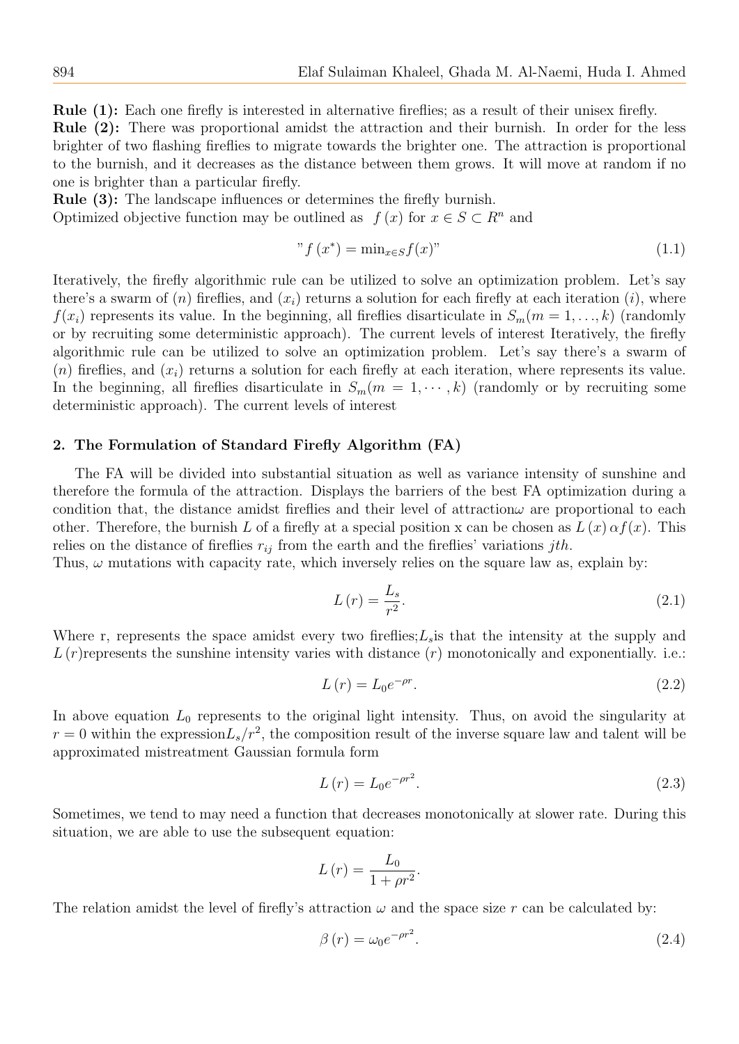**Rule (1):** Each one firefly is interested in alternative fireflies; as a result of their unisex firefly.
**Rule (2):** There was proportional amidst the attraction and their burnish. In order for the less brighter of two flashing fireflies to migrate towards the brighter one. The attraction is proportional to the burnish, and it decreases as the distance between them grows. It will move at random if no one is brighter than a particular firefly.
**Rule (3):** The landscape influences or determines the firefly burnish.
Optimized objective function may be outlined as $f(x)$ for $x \in S \subset R^n$ and

$$"f(x^*) = \min_{x \in S} f(x)" \tag{1.1}$$

Iteratively, the firefly algorithmic rule can be utilized to solve an optimization problem. Let's say there's a swarm of $(n)$ fireflies, and $(x_i)$ returns a solution for each firefly at each iteration $(i)$, where $f(x_i)$ represents its value. In the beginning, all fireflies disarticulate in $S_m(m = 1, \ldots, k)$ (randomly or by recruiting some deterministic approach). The current levels of interest Iteratively, the firefly algorithmic rule can be utilized to solve an optimization problem. Let's say there's a swarm of $(n)$ fireflies, and $(x_i)$ returns a solution for each firefly at each iteration, where represents its value. In the beginning, all fireflies disarticulate in $S_m(m = 1, \cdots, k)$ (randomly or by recruiting some deterministic approach). The current levels of interest

## 2. The Formulation of Standard Firefly Algorithm (FA)

The FA will be divided into substantial situation as well as variance intensity of sunshine and therefore the formula of the attraction. Displays the barriers of the best FA optimization during a condition that, the distance amidst fireflies and their level of attraction$\omega$ are proportional to each other. Therefore, the burnish $L$ of a firefly at a special position x can be chosen as $L(x) \alpha f(x)$. This relies on the distance of fireflies $r_{ij}$ from the earth and the fireflies' variations $jth$.
Thus, $\omega$ mutations with capacity rate, which inversely relies on the square law as, explain by:

$$L(r) = \frac{L_s}{r^2}. \tag{2.1}$$

Where r, represents the space amidst every two fireflies;$L_s$is that the intensity at the supply and $L(r)$represents the sunshine intensity varies with distance $(r)$ monotonically and exponentially. i.e.:

$$L(r) = L_0 e^{-\rho r}. \tag{2.2}$$

In above equation $L_0$ represents to the original light intensity. Thus, on avoid the singularity at $r = 0$ within the expression$L_s/r^2$, the composition result of the inverse square law and talent will be approximated mistreatment Gaussian formula form

$$L(r) = L_0 e^{-\rho r^2}. \tag{2.3}$$

Sometimes, we tend to may need a function that decreases monotonically at slower rate. During this situation, we are able to use the subsequent equation:

$$L(r) = \frac{L_0}{1 + \rho r^2}.$$

The relation amidst the level of firefly's attraction $\omega$ and the space size $r$ can be calculated by:

$$\beta(r) = \omega_0 e^{-\rho r^2}. \tag{2.4}$$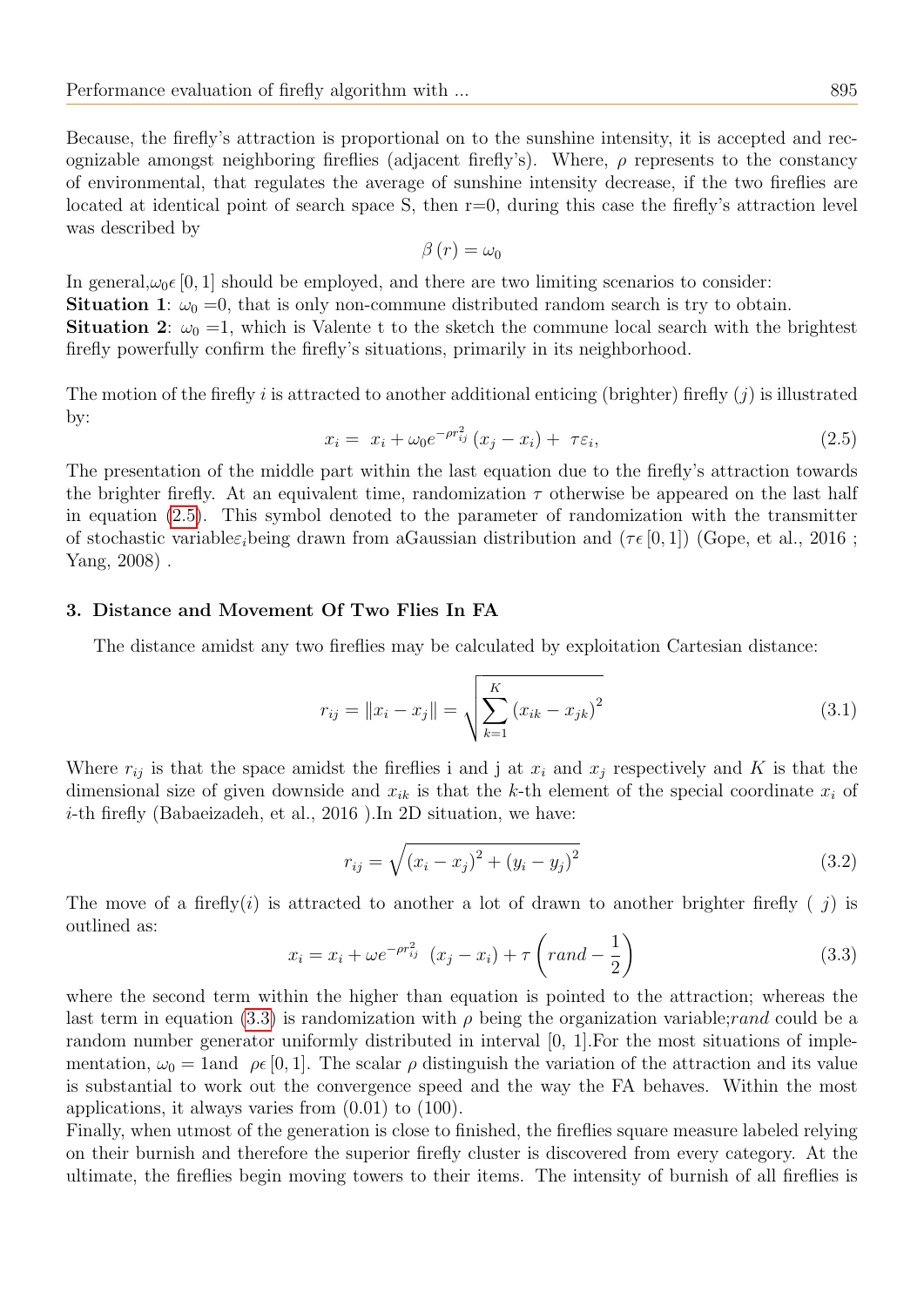Because, the firefly's attraction is proportional on to the sunshine intensity, it is accepted and recognizable amongst neighboring fireflies (adjacent firefly's). Where, $\rho$ represents to the constancy of environmental, that regulates the average of sunshine intensity decrease, if the two fireflies are located at identical point of search space S, then r=0, during this case the firefly's attraction level was described by

$$\beta(r) = \omega_0$$

In general, $\omega_0 \epsilon [0, 1]$ should be employed, and there are two limiting scenarios to consider:
**Situation 1**: $\omega_0 = 0$, that is only non-commune distributed random search is try to obtain.
**Situation 2**: $\omega_0 = 1$, which is Valente t to the sketch the commune local search with the brightest firefly powerfully confirm the firefly's situations, primarily in its neighborhood.

The motion of the firefly $i$ is attracted to another additional enticing (brighter) firefly $(j)$ is illustrated by:

$$x_i = x_i + \omega_0 e^{-\rho r_{ij}^2} (x_j - x_i) + \tau \varepsilon_i, \tag{2.5}$$

The presentation of the middle part within the last equation due to the firefly's attraction towards the brighter firefly. At an equivalent time, randomization $\tau$ otherwise be appeared on the last half in equation (2.5). This symbol denoted to the parameter of randomization with the transmitter of stochastic variable$\varepsilon_i$being drawn from aGaussian distribution and ($\tau \epsilon [0, 1]$) (Gope, et al., 2016 ; Yang, 2008) .

## 3. Distance and Movement Of Two Flies In FA

The distance amidst any two fireflies may be calculated by exploitation Cartesian distance:

$$r_{ij} = \|x_i - x_j\| = \sqrt{\sum_{k=1}^{K} (x_{ik} - x_{jk})^2} \tag{3.1}$$

Where $r_{ij}$ is that the space amidst the fireflies i and j at $x_i$ and $x_j$ respectively and $K$ is that the dimensional size of given downside and $x_{ik}$ is that the $k$-th element of the special coordinate $x_i$ of $i$-th firefly (Babaeizadeh, et al., 2016 ).In 2D situation, we have:

$$r_{ij} = \sqrt{(x_i - x_j)^2 + (y_i - y_j)^2} \tag{3.2}$$

The move of a firefly($i$) is attracted to another a lot of drawn to another brighter firefly ( $j$) is outlined as:

$$x_i = x_i + \omega e^{-\rho r_{ij}^2} \ (x_j - x_i) + \tau \left( rand - \frac{1}{2} \right) \tag{3.3}$$

where the second term within the higher than equation is pointed to the attraction; whereas the last term in equation (3.3) is randomization with $\rho$ being the organization variable;$rand$ could be a random number generator uniformly distributed in interval [0, 1].For the most situations of implementation, $\omega_0 = 1$and $\rho \epsilon [0, 1]$. The scalar $\rho$ distinguish the variation of the attraction and its value is substantial to work out the convergence speed and the way the FA behaves. Within the most applications, it always varies from (0.01) to (100).

Finally, when utmost of the generation is close to finished, the fireflies square measure labeled relying on their burnish and therefore the superior firefly cluster is discovered from every category. At the ultimate, the fireflies begin moving towers to their items. The intensity of burnish of all fireflies is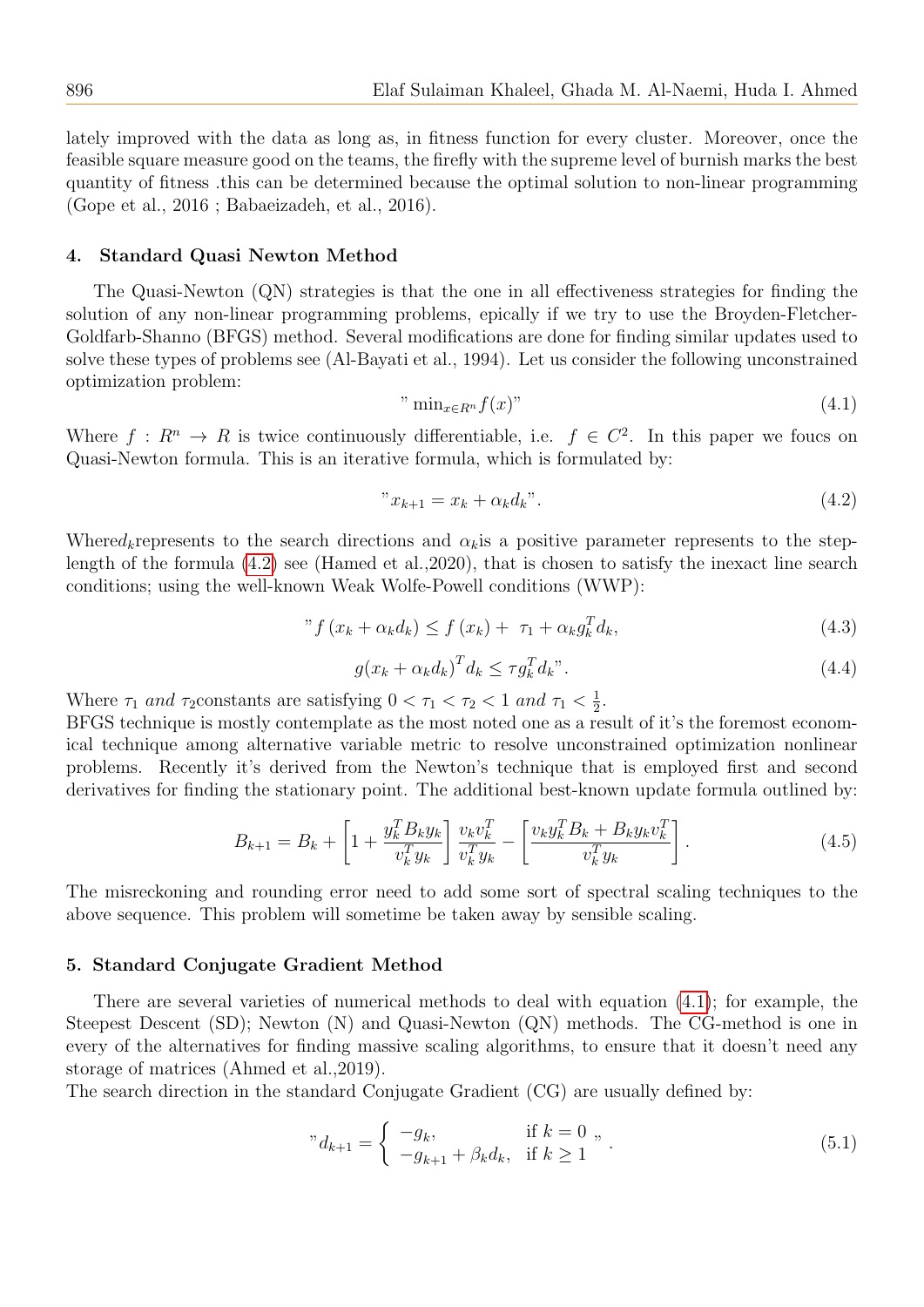lately improved with the data as long as, in fitness function for every cluster. Moreover, once the feasible square measure good on the teams, the firefly with the supreme level of burnish marks the best quantity of fitness .this can be determined because the optimal solution to non-linear programming (Gope et al., 2016 ; Babaeizadeh, et al., 2016).

## 4. Standard Quasi Newton Method

The Quasi-Newton (QN) strategies is that the one in all effectiveness strategies for finding the solution of any non-linear programming problems, epically if we try to use the Broyden-Fletcher-Goldfarb-Shanno (BFGS) method. Several modifications are done for finding similar updates used to solve these types of problems see (Al-Bayati et al., 1994). Let us consider the following unconstrained optimization problem:

$$\text{"} \min_{x \in R^n} f(x) \text{"} \tag{4.1}$$

Where $f : R^n \to R$ is twice continuously differentiable, i.e. $f \in C^2$. In this paper we foucs on Quasi-Newton formula. This is an iterative formula, which is formulated by:

$$\text{"} x_{k+1} = x_k + \alpha_k d_k \text{"}. \tag{4.2}$$

Where$d_k$represents to the search directions and $\alpha_k$is a positive parameter represents to the step-length of the formula (4.2) see (Hamed et al.,2020), that is chosen to satisfy the inexact line search conditions; using the well-known Weak Wolfe-Powell conditions (WWP):

$$\text{"} f\left(x_k + \alpha_k d_k\right) \le f\left(x_k\right) + \ \tau_1 + \alpha_k g_k^T d_k, \tag{4.3}$$

$$g(x_k + \alpha_k d_k)^T d_k \le \tau g_k^T d_k \text{"}. \tag{4.4}$$

Where $\tau_1$ *and* $\tau_2$constants are satisfying $0 < \tau_1 < \tau_2 < 1$ *and* $\tau_1 < \frac{1}{2}$.

BFGS technique is mostly contemplate as the most noted one as a result of it's the foremost economical technique among alternative variable metric to resolve unconstrained optimization nonlinear problems. Recently it's derived from the Newton's technique that is employed first and second derivatives for finding the stationary point. The additional best-known update formula outlined by:

$$B_{k+1} = B_k + \left[1 + \frac{y_k^T B_k y_k}{v_k^T y_k}\right] \frac{v_k v_k^T}{v_k^T y_k} - \left[\frac{v_k y_k^T B_k + B_k y_k v_k^T}{v_k^T y_k}\right]. \tag{4.5}$$

The misreckoning and rounding error need to add some sort of spectral scaling techniques to the above sequence. This problem will sometime be taken away by sensible scaling.

## 5. Standard Conjugate Gradient Method

There are several varieties of numerical methods to deal with equation (4.1); for example, the Steepest Descent (SD); Newton (N) and Quasi-Newton (QN) methods. The CG-method is one in every of the alternatives for finding massive scaling algorithms, to ensure that it doesn't need any storage of matrices (Ahmed et al.,2019).

The search direction in the standard Conjugate Gradient (CG) are usually defined by:

$$\text{"} d_{k+1} = \begin{cases} -g_k, & \text{if } k = 0 \\ -g_{k+1} + \beta_k d_k, & \text{if } k \ge 1 \end{cases} \text{"}. \tag{5.1}$$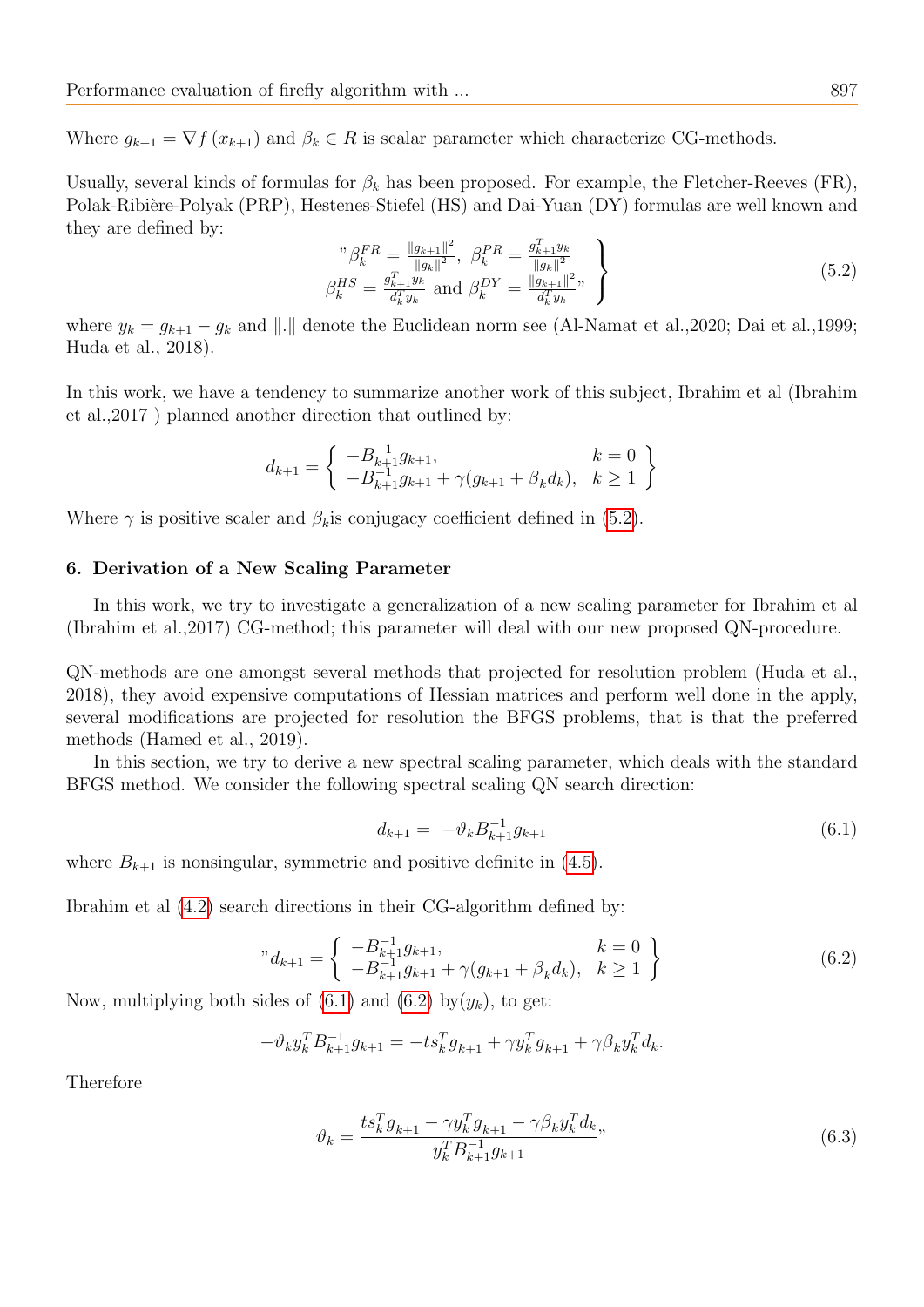Where $g_{k+1} = \nabla f(x_{k+1})$ and $\beta_k \in R$ is scalar parameter which characterize CG-methods.

Usually, several kinds of formulas for $\beta_k$ has been proposed. For example, the Fletcher-Reeves (FR), Polak-Ribière-Polyak (PRP), Hestenes-Stiefel (HS) and Dai-Yuan (DY) formulas are well known and they are defined by:

$$
\left.\begin{array}{c} {}^{"}\beta_k^{FR} = \frac{\|g_{k+1}\|^2}{\|g_k\|^2},\ \beta_k^{PR} = \frac{g_{k+1}^T y_k}{\|g_k\|^2} \\ \beta_k^{HS} = \frac{g_{k+1}^T y_k}{d_k^T y_k} \text{ and } \beta_k^{DY} = \frac{\|g_{k+1}\|^2}{d_k^T y_k}{}^{"} \end{array}\right\} \tag{5.2}
$$

where $y_k = g_{k+1} - g_k$ and $\|.\|$ denote the Euclidean norm see (Al-Namat et al.,2020; Dai et al.,1999; Huda et al., 2018).

In this work, we have a tendency to summarize another work of this subject, Ibrahim et al (Ibrahim et al.,2017 ) planned another direction that outlined by:

$$
d_{k+1} = \left\{ \begin{array}{ll} -B_{k+1}^{-1} g_{k+1}, & k = 0 \\ -B_{k+1}^{-1} g_{k+1} + \gamma(g_{k+1} + \beta_k d_k), & k \geq 1 \end{array} \right\}
$$

Where $\gamma$ is positive scaler and $\beta_k$is conjugacy coefficient defined in (5.2).

### 6. Derivation of a New Scaling Parameter

In this work, we try to investigate a generalization of a new scaling parameter for Ibrahim et al (Ibrahim et al.,2017) CG-method; this parameter will deal with our new proposed QN-procedure.

QN-methods are one amongst several methods that projected for resolution problem (Huda et al., 2018), they avoid expensive computations of Hessian matrices and perform well done in the apply, several modifications are projected for resolution the BFGS problems, that is that the preferred methods (Hamed et al., 2019).

In this section, we try to derive a new spectral scaling parameter, which deals with the standard BFGS method. We consider the following spectral scaling QN search direction:

$$
d_{k+1} = -\vartheta_k B_{k+1}^{-1} g_{k+1} \tag{6.1}
$$

where $B_{k+1}$ is nonsingular, symmetric and positive definite in (4.5).

Ibrahim et al (4.2) search directions in their CG-algorithm defined by:

$$
{}^{"}d_{k+1} = \left\{ \begin{array}{ll} -B_{k+1}^{-1} g_{k+1}, & k = 0 \\ -B_{k+1}^{-1} g_{k+1} + \gamma(g_{k+1} + \beta_k d_k), & k \geq 1 \end{array} \right\} \tag{6.2}
$$

Now, multiplying both sides of (6.1) and (6.2) by$(y_k)$, to get:

$$
-\vartheta_k y_k^T B_{k+1}^{-1} g_{k+1} = -t s_k^T g_{k+1} + \gamma y_k^T g_{k+1} + \gamma \beta_k y_k^T d_k.
$$

Therefore

$$
\vartheta_k = \frac{t s_k^T g_{k+1} - \gamma y_k^T g_{k+1} - \gamma \beta_k y_k^T d_k}{y_k^T B_{k+1}^{-1} g_{k+1}}{}^{"} \tag{6.3}
$$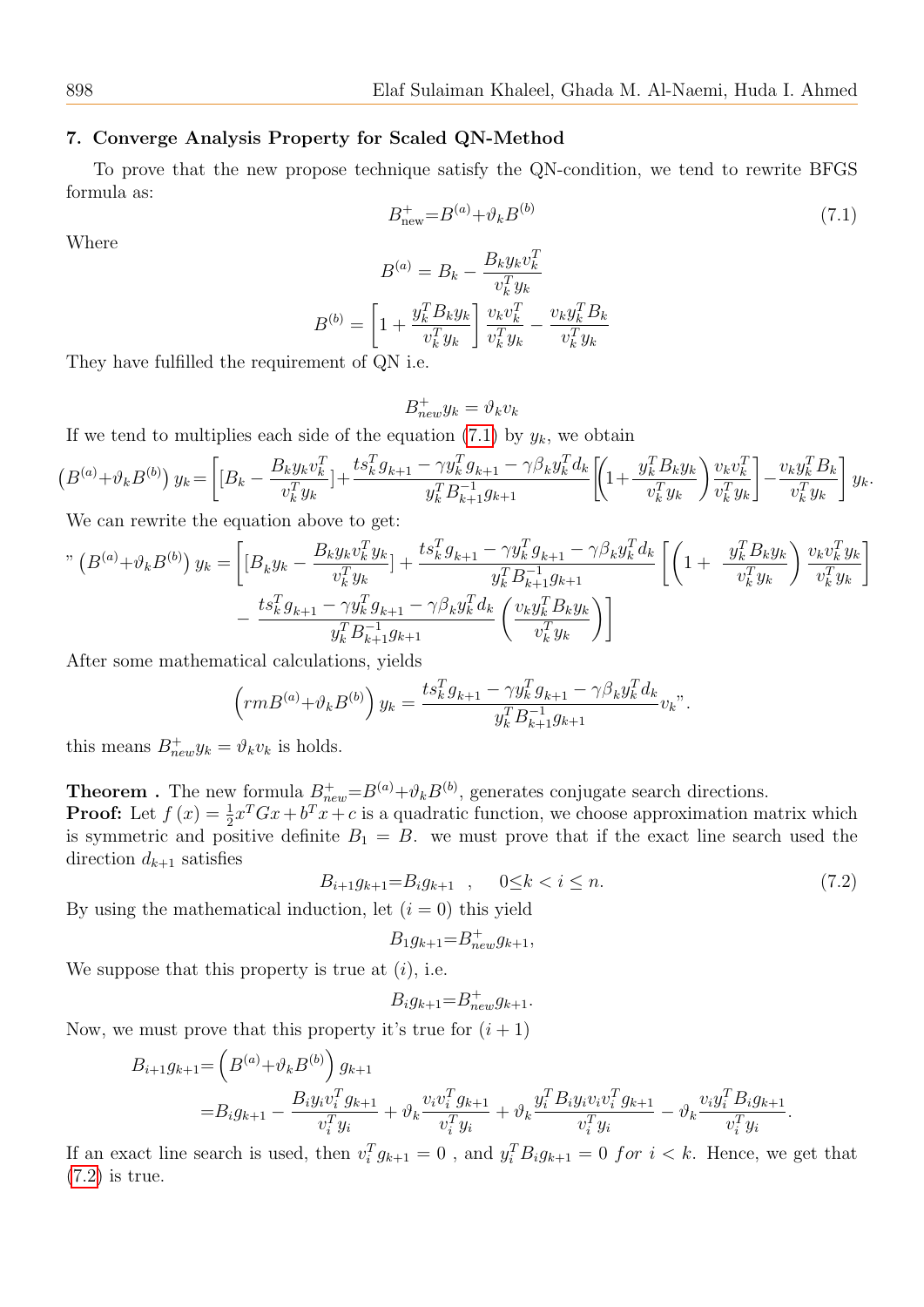### 7. Converge Analysis Property for Scaled QN-Method

To prove that the new propose technique satisfy the QN-condition, we tend to rewrite BFGS formula as:

$$B^{+}_{\text{new}}{=}B^{(a)}{+}\vartheta_k B^{(b)} \tag{7.1}$$

Where

$$B^{(a)} = B_k - \frac{B_k y_k v_k^T}{v_k^T y_k}$$

$$B^{(b)} = \left[1 + \frac{y_k^T B_k y_k}{v_k^T y_k}\right]\frac{v_k v_k^T}{v_k^T y_k} - \frac{v_k y_k^T B_k}{v_k^T y_k}$$

They have fulfilled the requirement of QN i.e.

$$B^{+}_{new} y_k = \vartheta_k v_k$$

If we tend to multiplies each side of the equation (7.1) by $y_k$, we obtain

$$\left(B^{(a)}{+}\vartheta_k B^{(b)}\right) y_k {=} \left[[B_k - \frac{B_k y_k v_k^T}{v_k^T y_k}] {+} \frac{t s_k^T g_{k+1} - \gamma y_k^T g_{k+1} - \gamma \beta_k y_k^T d_k}{y_k^T B_{k+1}^{-1} g_{k+1}}\left[\left(1{+}\frac{y_k^T B_k y_k}{v_k^T y_k}\right)\frac{v_k v_k^T}{v_k^T y_k}\right] {-} \frac{v_k y_k^T B_k}{v_k^T y_k}\right] y_k.$$

We can rewrite the equation above to get:

$$\text{"}\left(B^{(a)}{+}\vartheta_k B^{(b)}\right) y_k = \left[[B_k y_k - \frac{B_k y_k v_k^T y_k}{v_k^T y_k}] + \frac{t s_k^T g_{k+1} - \gamma y_k^T g_{k+1} - \gamma \beta_k y_k^T d_k}{y_k^T B_{k+1}^{-1} g_{k+1}}\left[\left(1 + \ \frac{y_k^T B_k y_k}{v_k^T y_k}\right)\frac{v_k v_k^T y_k}{v_k^T y_k}\right] - \frac{t s_k^T g_{k+1} - \gamma y_k^T g_{k+1} - \gamma \beta_k y_k^T d_k}{y_k^T B_{k+1}^{-1} g_{k+1}}\left(\frac{v_k y_k^T B_k y_k}{v_k^T y_k}\right)\right]$$

After some mathematical calculations, yields

$$\left(rmB^{(a)}{+}\vartheta_k B^{(b)}\right) y_k = \frac{t s_k^T g_{k+1} - \gamma y_k^T g_{k+1} - \gamma \beta_k y_k^T d_k}{y_k^T B_{k+1}^{-1} g_{k+1}} v_k\text{"}.$$

this means $B^{+}_{new} y_k = \vartheta_k v_k$ is holds.

**Theorem .** The new formula $B^{+}_{new}{=}B^{(a)}{+}\vartheta_k B^{(b)}$, generates conjugate search directions.
**Proof:** Let $f(x) = \frac{1}{2}x^T G x + b^T x + c$ is a quadratic function, we choose approximation matrix which is symmetric and positive definite $B_1 = B$. we must prove that if the exact line search used the direction $d_{k+1}$ satisfies

$$B_{i+1} g_{k+1}{=}B_i g_{k+1} \quad , \quad 0{\leq}k < i \leq n. \tag{7.2}$$

By using the mathematical induction, let $(i = 0)$ this yield

$$B_1 g_{k+1}{=}B^{+}_{new} g_{k+1},$$

We suppose that this property is true at $(i)$, i.e.

$$B_i g_{k+1}{=}B^{+}_{new} g_{k+1}.$$

Now, we must prove that this property it's true for $(i + 1)$

$$\begin{aligned} B_{i+1} g_{k+1} &{=} \left(B^{(a)}{+}\vartheta_k B^{(b)}\right) g_{k+1} \\ &{=} B_i g_{k+1} - \frac{B_i y_i v_i^T g_{k+1}}{v_i^T y_i} + \vartheta_k \frac{v_i v_i^T g_{k+1}}{v_i^T y_i} + \vartheta_k \frac{y_i^T B_i y_i v_i v_i^T g_{k+1}}{v_i^T y_i} - \vartheta_k \frac{v_i y_i^T B_i g_{k+1}}{v_i^T y_i}. \end{aligned}$$

If an exact line search is used, then $v_i^T g_{k+1} = 0$ , and $y_i^T B_i g_{k+1} = 0$ $for\ i < k$. Hence, we get that (7.2) is true.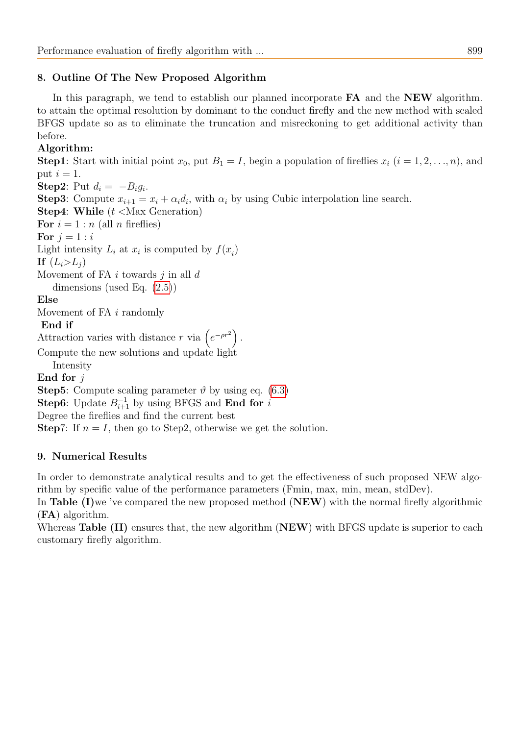## 8. Outline Of The New Proposed Algorithm

In this paragraph, we tend to establish our planned incorporate **FA** and the **NEW** algorithm. to attain the optimal resolution by dominant to the conduct firefly and the new method with scaled BFGS update so as to eliminate the truncation and misreckoning to get additional activity than before.

**Algorithm:**

**Step1**: Start with initial point $x_0$, put $B_1 = I$, begin a population of fireflies $x_i$ $(i = 1, 2, \ldots, n)$, and put $i = 1$.

**Step2**: Put $d_i = -B_i g_i$.

**Step3**: Compute $x_{i+1} = x_i + \alpha_i d_i$, with $\alpha_i$ by using Cubic interpolation line search.

**Step4**: **While** ($t$ <Max Generation)

**For** $i = 1 : n$ (all $n$ fireflies)

**For** $j = 1 : i$

Light intensity $L_i$ at $x_i$ is computed by $f(x_i)$

**If** $(L_i > L_j)$

Movement of FA $i$ towards $j$ in all $d$
dimensions (used Eq. (2.5))

**Else**

Movement of FA $i$ randomly

**End if**

Attraction varies with distance $r$ via $\left(e^{-\rho r^2}\right)$.

Compute the new solutions and update light
Intensity

**End for** $j$

**Step5**: Compute scaling parameter $\vartheta$ by using eq. (6.3)

**Step6**: Update $B_{i+1}^{-1}$ by using BFGS and **End for** $i$

Degree the fireflies and find the current best

**Step7**: If $n = I$, then go to Step2, otherwise we get the solution.

## 9. Numerical Results

In order to demonstrate analytical results and to get the effectiveness of such proposed NEW algorithm by specific value of the performance parameters (Fmin, max, min, mean, stdDev).

In **Table (I)**we 've compared the new proposed method (**NEW**) with the normal firefly algorithmic (**FA**) algorithm.

Whereas **Table (II)** ensures that, the new algorithm (**NEW**) with BFGS update is superior to each customary firefly algorithm.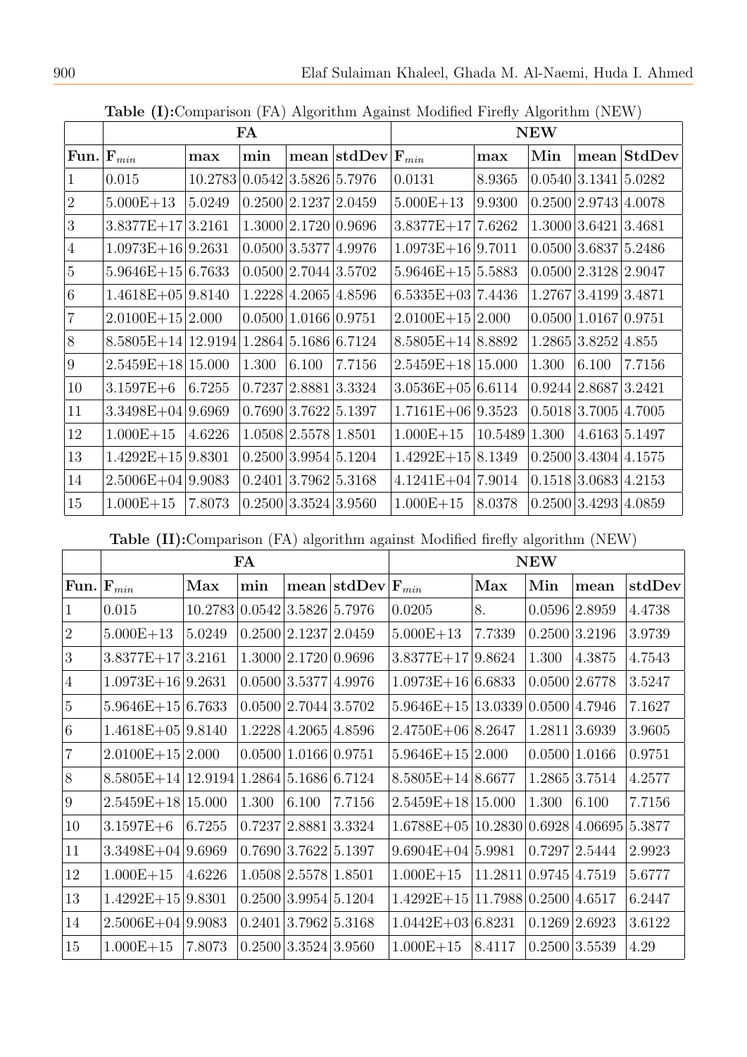**Table (I):** Comparison (FA) Algorithm Against Modified Firefly Algorithm (NEW)

| | FA | | | | | NEW | | | | |
|---|---|---|---|---|---|---|---|---|---|---|
| **Fun.** | $\mathbf{F}_{min}$ | **max** | **min** | **mean** | **stdDev** | $\mathbf{F}_{min}$ | **max** | **Min** | **mean** | **StdDev** |
| 1 | 0.015 | 10.2783 | 0.0542 | 3.5826 | 5.7976 | 0.0131 | 8.9365 | 0.0540 | 3.1341 | 5.0282 |
| 2 | 5.000E+13 | 5.0249 | 0.2500 | 2.1237 | 2.0459 | 5.000E+13 | 9.9300 | 0.2500 | 2.9743 | 4.0078 |
| 3 | 3.8377E+17 | 3.2161 | 1.3000 | 2.1720 | 0.9696 | 3.8377E+17 | 7.6262 | 1.3000 | 3.6421 | 3.4681 |
| 4 | 1.0973E+16 | 9.2631 | 0.0500 | 3.5377 | 4.9976 | 1.0973E+16 | 9.7011 | 0.0500 | 3.6837 | 5.2486 |
| 5 | 5.9646E+15 | 6.7633 | 0.0500 | 2.7044 | 3.5702 | 5.9646E+15 | 5.5883 | 0.0500 | 2.3128 | 2.9047 |
| 6 | 1.4618E+05 | 9.8140 | 1.2228 | 4.2065 | 4.8596 | 6.5335E+03 | 7.4436 | 1.2767 | 3.4199 | 3.4871 |
| 7 | 2.0100E+15 | 2.000 | 0.0500 | 1.0166 | 0.9751 | 2.0100E+15 | 2.000 | 0.0500 | 1.0167 | 0.9751 |
| 8 | 8.5805E+14 | 12.9194 | 1.2864 | 5.1686 | 6.7124 | 8.5805E+14 | 8.8892 | 1.2865 | 3.8252 | 4.855 |
| 9 | 2.5459E+18 | 15.000 | 1.300 | 6.100 | 7.7156 | 2.5459E+18 | 15.000 | 1.300 | 6.100 | 7.7156 |
| 10 | 3.1597E+6 | 6.7255 | 0.7237 | 2.8881 | 3.3324 | 3.0536E+05 | 6.6114 | 0.9244 | 2.8687 | 3.2421 |
| 11 | 3.3498E+04 | 9.6969 | 0.7690 | 3.7622 | 5.1397 | 1.7161E+06 | 9.3523 | 0.5018 | 3.7005 | 4.7005 |
| 12 | 1.000E+15 | 4.6226 | 1.0508 | 2.5578 | 1.8501 | 1.000E+15 | 10.5489 | 1.300 | 4.6163 | 5.1497 |
| 13 | 1.4292E+15 | 9.8301 | 0.2500 | 3.9954 | 5.1204 | 1.4292E+15 | 8.1349 | 0.2500 | 3.4304 | 4.1575 |
| 14 | 2.5006E+04 | 9.9083 | 0.2401 | 3.7962 | 5.3168 | 4.1241E+04 | 7.9014 | 0.1518 | 3.0683 | 4.2153 |
| 15 | 1.000E+15 | 7.8073 | 0.2500 | 3.3524 | 3.9560 | 1.000E+15 | 8.0378 | 0.2500 | 3.4293 | 4.0859 |

**Table (II):** Comparison (FA) algorithm against Modified firefly algorithm (NEW)

| | FA | | | | | NEW | | | | |
|---|---|---|---|---|---|---|---|---|---|---|
| **Fun.** | $\mathbf{F}_{min}$ | **Max** | **min** | **mean** | **stdDev** | $\mathbf{F}_{min}$ | **Max** | **Min** | **mean** | **stdDev** |
| 1 | 0.015 | 10.2783 | 0.0542 | 3.5826 | 5.7976 | 0.0205 | 8. | 0.0596 | 2.8959 | 4.4738 |
| 2 | 5.000E+13 | 5.0249 | 0.2500 | 2.1237 | 2.0459 | 5.000E+13 | 7.7339 | 0.2500 | 3.2196 | 3.9739 |
| 3 | 3.8377E+17 | 3.2161 | 1.3000 | 2.1720 | 0.9696 | 3.8377E+17 | 9.8624 | 1.300 | 4.3875 | 4.7543 |
| 4 | 1.0973E+16 | 9.2631 | 0.0500 | 3.5377 | 4.9976 | 1.0973E+16 | 6.6833 | 0.0500 | 2.6778 | 3.5247 |
| 5 | 5.9646E+15 | 6.7633 | 0.0500 | 2.7044 | 3.5702 | 5.9646E+15 | 13.0339 | 0.0500 | 4.7946 | 7.1627 |
| 6 | 1.4618E+05 | 9.8140 | 1.2228 | 4.2065 | 4.8596 | 2.4750E+06 | 8.2647 | 1.2811 | 3.6939 | 3.9605 |
| 7 | 2.0100E+15 | 2.000 | 0.0500 | 1.0166 | 0.9751 | 5.9646E+15 | 2.000 | 0.0500 | 1.0166 | 0.9751 |
| 8 | 8.5805E+14 | 12.9194 | 1.2864 | 5.1686 | 6.7124 | 8.5805E+14 | 8.6677 | 1.2865 | 3.7514 | 4.2577 |
| 9 | 2.5459E+18 | 15.000 | 1.300 | 6.100 | 7.7156 | 2.5459E+18 | 15.000 | 1.300 | 6.100 | 7.7156 |
| 10 | 3.1597E+6 | 6.7255 | 0.7237 | 2.8881 | 3.3324 | 1.6788E+05 | 10.2830 | 0.6928 | 4.06695 | 5.3877 |
| 11 | 3.3498E+04 | 9.6969 | 0.7690 | 3.7622 | 5.1397 | 9.6904E+04 | 5.9981 | 0.7297 | 2.5444 | 2.9923 |
| 12 | 1.000E+15 | 4.6226 | 1.0508 | 2.5578 | 1.8501 | 1.000E+15 | 11.2811 | 0.9745 | 4.7519 | 5.6777 |
| 13 | 1.4292E+15 | 9.8301 | 0.2500 | 3.9954 | 5.1204 | 1.4292E+15 | 11.7988 | 0.2500 | 4.6517 | 6.2447 |
| 14 | 2.5006E+04 | 9.9083 | 0.2401 | 3.7962 | 5.3168 | 1.0442E+03 | 6.8231 | 0.1269 | 2.6923 | 3.6122 |
| 15 | 1.000E+15 | 7.8073 | 0.2500 | 3.3524 | 3.9560 | 1.000E+15 | 8.4117 | 0.2500 | 3.5539 | 4.29 |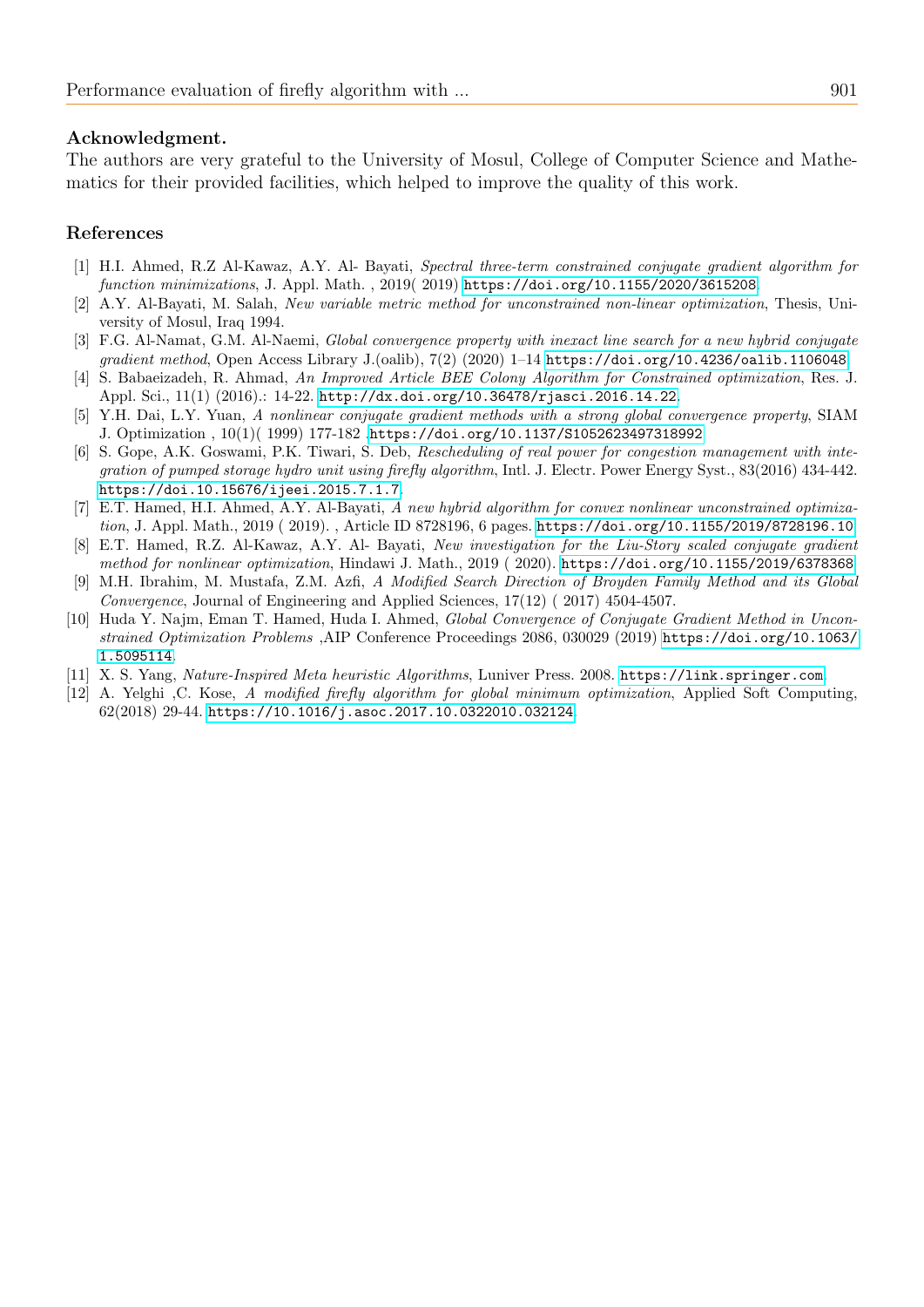### Acknowledgment.

The authors are very grateful to the University of Mosul, College of Computer Science and Mathematics for their provided facilities, which helped to improve the quality of this work.

### References

[1] H.I. Ahmed, R.Z Al-Kawaz, A.Y. Al- Bayati, *Spectral three-term constrained conjugate gradient algorithm for function minimizations*, J. Appl. Math. , 2019( 2019) https://doi.org/10.1155/2020/3615208.

[2] A.Y. Al-Bayati, M. Salah, *New variable metric method for unconstrained non-linear optimization*, Thesis, University of Mosul, Iraq 1994.

[3] F.G. Al-Namat, G.M. Al-Naemi, *Global convergence property with inexact line search for a new hybrid conjugate gradient method*, Open Access Library J.(oalib), 7(2) (2020) 1–14 https://doi.org/10.4236/oalib.1106048.

[4] S. Babaeizadeh, R. Ahmad, *An Improved Article BEE Colony Algorithm for Constrained optimization*, Res. J. Appl. Sci., 11(1) (2016).: 14-22. http://dx.doi.org/10.36478/rjasci.2016.14.22.

[5] Y.H. Dai, L.Y. Yuan, *A nonlinear conjugate gradient methods with a strong global convergence property*, SIAM J. Optimization , 10(1)( 1999) 177-182 .https://doi.org/10.1137/S1052623497318992.

[6] S. Gope, A.K. Goswami, P.K. Tiwari, S. Deb, *Rescheduling of real power for congestion management with integration of pumped storage hydro unit using firefly algorithm*, Intl. J. Electr. Power Energy Syst., 83(2016) 434-442. https://doi.10.15676/ijeei.2015.7.1.7.

[7] E.T. Hamed, H.I. Ahmed, A.Y. Al-Bayati, *A new hybrid algorithm for convex nonlinear unconstrained optimization*, J. Appl. Math., 2019 ( 2019). , Article ID 8728196, 6 pages. https://doi.org/10.1155/2019/8728196.10.

[8] E.T. Hamed, R.Z. Al-Kawaz, A.Y. Al- Bayati, *New investigation for the Liu-Story scaled conjugate gradient method for nonlinear optimization*, Hindawi J. Math., 2019 ( 2020). https://doi.org/10.1155/2019/6378368.

[9] M.H. Ibrahim, M. Mustafa, Z.M. Azfi, *A Modified Search Direction of Broyden Family Method and its Global Convergence*, Journal of Engineering and Applied Sciences, 17(12) ( 2017) 4504-4507.

[10] Huda Y. Najm, Eman T. Hamed, Huda I. Ahmed, *Global Convergence of Conjugate Gradient Method in Unconstrained Optimization Problems* ,AIP Conference Proceedings 2086, 030029 (2019) https://doi.org/10.1063/1.5095114.

[11] X. S. Yang, *Nature-Inspired Meta heuristic Algorithms*, Luniver Press. 2008. https://link.springer.com.

[12] A. Yelghi ,C. Kose, *A modified firefly algorithm for global minimum optimization*, Applied Soft Computing, 62(2018) 29-44. https://10.1016/j.asoc.2017.10.0322010.032124.